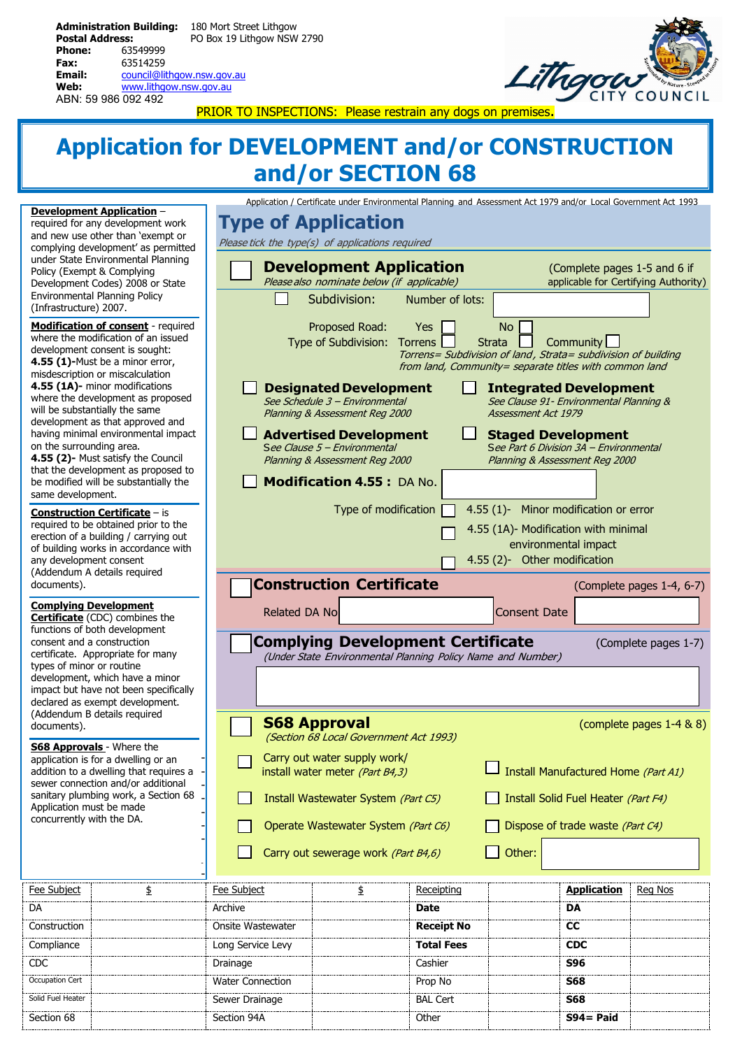**Administration Building:** 180 Mort Street Lithgow
**Postal Address:** PO Box 19 Lithgow NSW 2790
**Phone:** 63549999
**Fax:** 63514259
**Email:** council@lithgow.nsw.gov.au
**Web:** www.lithgow.nsw.gov.au
ABN: 59 986 092 492

Lithgow CITY COUNCIL

PRIOR TO INSPECTIONS: Please restrain any dogs on premises.

# Application for DEVELOPMENT and/or CONSTRUCTION and/or SECTION 68

Application / Certificate under Environmental Planning and Assessment Act 1979 and/or Local Government Act 1993

**Development Application** – required for any development work and new use other than 'exempt or complying development' as permitted under State Environmental Planning Policy (Exempt & Complying Development Codes) 2008 or State Environmental Planning Policy (Infrastructure) 2007.

**Modification of consent** - required where the modification of an issued development consent is sought:
**4.55 (1)-**Must be a minor error, misdescription or miscalculation
**4.55 (1A)-** minor modifications where the development as proposed will be substantially the same development as that approved and having minimal environmental impact on the surrounding area.
**4.55 (2)-** Must satisfy the Council that the development as proposed to be modified will be substantially the same development.

**Construction Certificate** – is required to be obtained prior to the erection of a building / carrying out of building works in accordance with any development consent (Addendum A details required documents).

**Complying Development Certificate** (CDC) combines the functions of both development consent and a construction certificate. Appropriate for many types of minor or routine development, which have a minor impact but have not been specifically declared as exempt development. (Addendum B details required documents).

**S68 Approvals** - Where the application is for a dwelling or an addition to a dwelling that requires a sewer connection and/or additional sanitary plumbing work, a Section 68 Application must be made concurrently with the DA.

## Type of Application

*Please tick the type(s) of applications required*

☐ **Development Application** (Complete pages 1-5 and 6 if applicable for Certifying Authority)
*Please also nominate below (if applicable)*

☐ Subdivision: Number of lots: ______

Proposed Road: Yes ☐ No ☐
Type of Subdivision: Torrens ☐ Strata ☐ Community ☐
*Torrens= Subdivision of land, Strata= subdivision of building from land, Community= separate titles with common land*

☐ **Designated Development** *See Schedule 3 – Environmental Planning & Assessment Reg 2000*

☐ **Integrated Development** *See Clause 91- Environmental Planning & Assessment Act 1979*

☐ **Advertised Development** *See Clause 5 – Environmental Planning & Assessment Reg 2000*

☐ **Staged Development** *See Part 6 Division 3A – Environmental Planning & Assessment Reg 2000*

☐ **Modification 4.55 :** DA No. ______

Type of modification
☐ 4.55 (1)- Minor modification or error
☐ 4.55 (1A)- Modification with minimal environmental impact
☐ 4.55 (2)- Other modification

☐ **Construction Certificate** (Complete pages 1-4, 6-7)

Related DA No ______ Consent Date ______

☐ **Complying Development Certificate** (Complete pages 1-7)
*(Under State Environmental Planning Policy Name and Number)*

______

☐ **S68 Approval** (complete pages 1-4 & 8)
*(Section 68 Local Government Act 1993)*

☐ Carry out water supply work/ install water meter *(Part B4,3)*
☐ Install Manufactured Home *(Part A1)*
☐ Install Wastewater System *(Part C5)*
☐ Install Solid Fuel Heater *(Part F4)*
☐ Operate Wastewater System *(Part C6)*
☐ Dispose of trade waste *(Part C4)*
☐ Carry out sewerage work *(Part B4,6)*
☐ Other: ______

| Fee Subject | $ | Fee Subject | $ | Receipting | | Application | Reg Nos |
|---|---|---|---|---|---|---|---|
| DA | | Archive | | **Date** | | **DA** | |
| Construction | | Onsite Wastewater | | **Receipt No** | | **CC** | |
| Compliance | | Long Service Levy | | **Total Fees** | | **CDC** | |
| CDC | | Drainage | | Cashier | | **S96** | |
| Occupation Cert | | Water Connection | | Prop No | | **S68** | |
| Solid Fuel Heater | | Sewer Drainage | | BAL Cert | | **S68** | |
| Section 68 | | Section 94A | | Other | | **S94= Paid** | |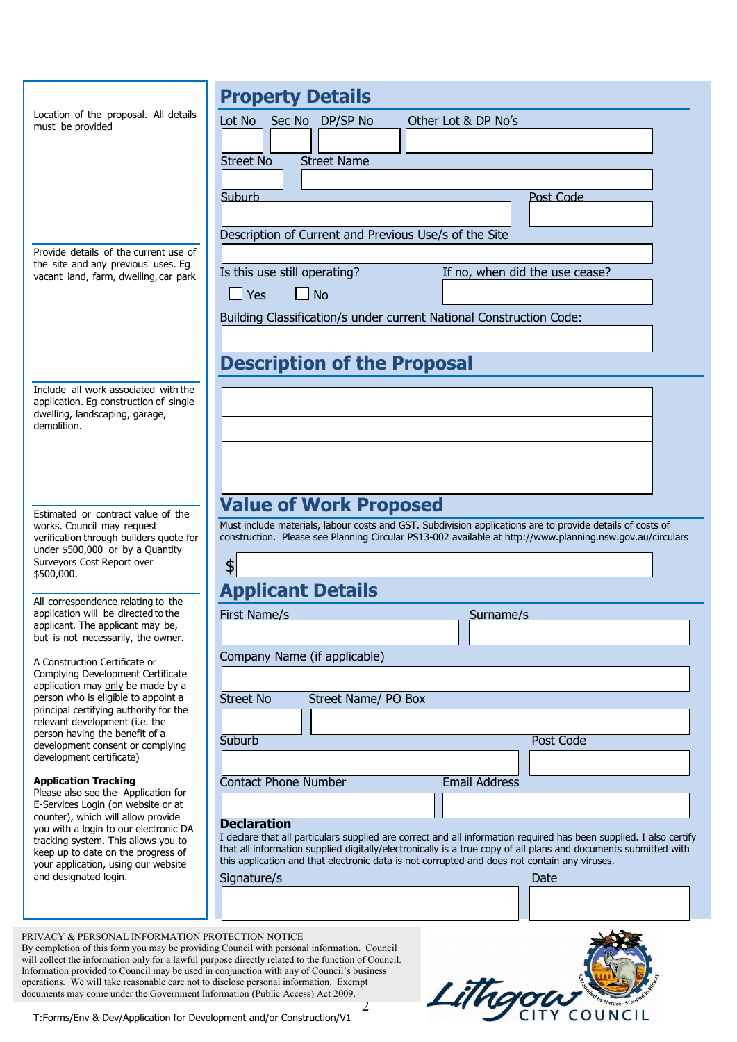## Property Details

Location of the proposal. All details must be provided

Lot No | Sec No | DP/SP No | Other Lot & DP No's

Street No | Street Name

Suburb | Post Code

Description of Current and Previous Use/s of the Site

Provide details of the current use of the site and any previous uses. Eg vacant land, farm, dwelling, car park

Is this use still operating?

☐ Yes ☐ No

If no, when did the use cease?

Building Classification/s under current National Construction Code:

## Description of the Proposal

Include all work associated with the application. Eg construction of single dwelling, landscaping, garage, demolition.

## Value of Work Proposed

Estimated or contract value of the works. Council may request verification through builders quote for under $500,000 or by a Quantity Surveyors Cost Report over $500,000.

Must include materials, labour costs and GST. Subdivision applications are to provide details of costs of construction. Please see Planning Circular PS13-002 available at http://www.planning.nsw.gov.au/circulars

$

## Applicant Details

All correspondence relating to the application will be directed to the applicant. The applicant may be, but is not necessarily, the owner.

A Construction Certificate or Complying Development Certificate application may *only* be made by a person who is eligible to appoint a principal certifying authority for the relevant development (i.e. the person having the benefit of a development consent or complying development certificate)

**Application Tracking**
Please also see the- Application for E-Services Login (on website or at counter), which will allow provide you with a login to our electronic DA tracking system. This allows you to keep up to date on the progress of your application, using our website and designated login.

First Name/s | Surname/s

Company Name (if applicable)

Street No | Street Name/ PO Box

Suburb | Post Code

Contact Phone Number | Email Address

**Declaration**
I declare that all particulars supplied are correct and all information required has been supplied. I also certify that all information supplied digitally/electronically is a true copy of all plans and documents submitted with this application and that electronic data is not corrupted and does not contain any viruses.

Signature/s | Date

PRIVACY & PERSONAL INFORMATION PROTECTION NOTICE
By completion of this form you may be providing Council with personal information. Council will collect the information only for a lawful purpose directly related to the function of Council. Information provided to Council may be used in conjunction with any of Council's business operations. We will take reasonable care not to disclose personal information. Exempt documents may come under the Government Information (Public Access) Act 2009.

Lithgow City Council — Surrounded by Nature - Steeped in History

T:Forms/Env & Dev/Application for Development and/or Construction/V1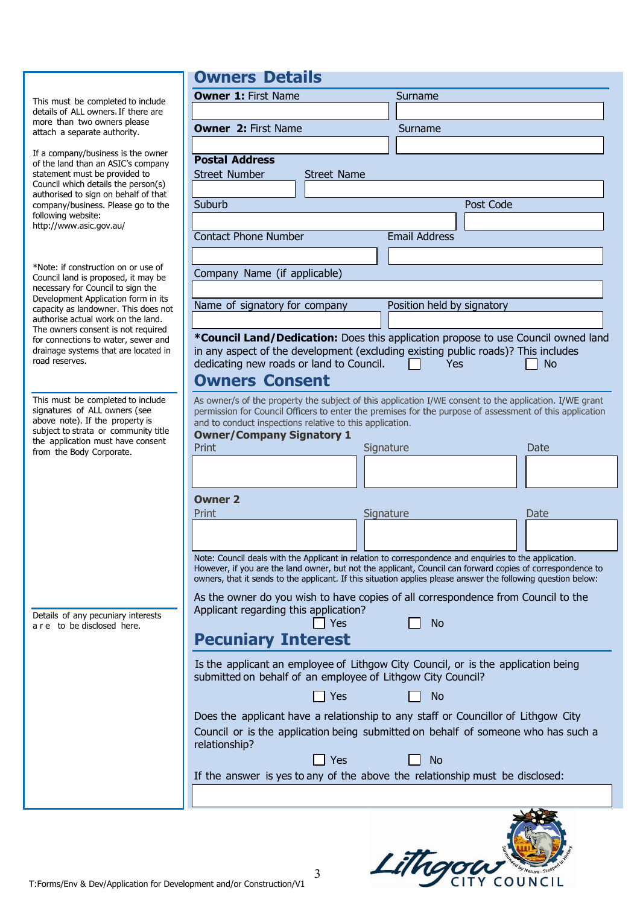## Owners Details

This must be completed to include details of ALL owners. If there are more than two owners please attach a separate authority.

If a company/business is the owner of the land than an ASIC's company statement must be provided to Council which details the person(s) authorised to sign on behalf of that company/business. Please go to the following website: http://www.asic.gov.au/

*Note: if construction on or use of Council land is proposed, it may be necessary for Council to sign the Development Application form in its capacity as landowner. This does not authorise actual work on the land. The owners consent is not required for connections to water, sewer and drainage systems that are located in road reserves.

**Owner 1:** First Name ______ Surname ______

**Owner 2:** First Name ______ Surname ______

**Postal Address**

Street Number ______ Street Name ______

Suburb ______ Post Code ______

Contact Phone Number ______ Email Address ______

Company Name (if applicable) ______

Name of signatory for company ______ Position held by signatory ______

***Council Land/Dedication:** Does this application propose to use Council owned land in any aspect of the development (excluding existing public roads)? This includes dedicating new roads or land to Council. ☐ Yes ☐ No

## Owners Consent

This must be completed to include signatures of ALL owners (see above note). If the property is subject to strata or community title the application must have consent from the Body Corporate.

As owner/s of the property the subject of this application I/WE consent to the application. I/WE grant permission for Council Officers to enter the premises for the purpose of assessment of this application and to conduct inspections relative to this application.

**Owner/Company Signatory 1**

| Print | Signature | Date |
|---|---|---|
| | | |

**Owner 2**

| Print | Signature | Date |
|---|---|---|
| | | |

Note: Council deals with the Applicant in relation to correspondence and enquiries to the application. However, if you are the land owner, but not the applicant, Council can forward copies of correspondence to owners, that it sends to the applicant. If this situation applies please answer the following question below:

As the owner do you wish to have copies of all correspondence from Council to the Applicant regarding this application?

☐ Yes ☐ No

## Pecuniary Interest

Details of any pecuniary interests are to be disclosed here.

Is the applicant an employee of Lithgow City Council, or is the application being submitted on behalf of an employee of Lithgow City Council?

☐ Yes ☐ No

Does the applicant have a relationship to any staff or Councillor of Lithgow City Council or is the application being submitted on behalf of someone who has such a relationship?

☐ Yes ☐ No

If the answer is yes to any of the above the relationship must be disclosed:

______

T:Forms/Env & Dev/Application for Development and/or Construction/V1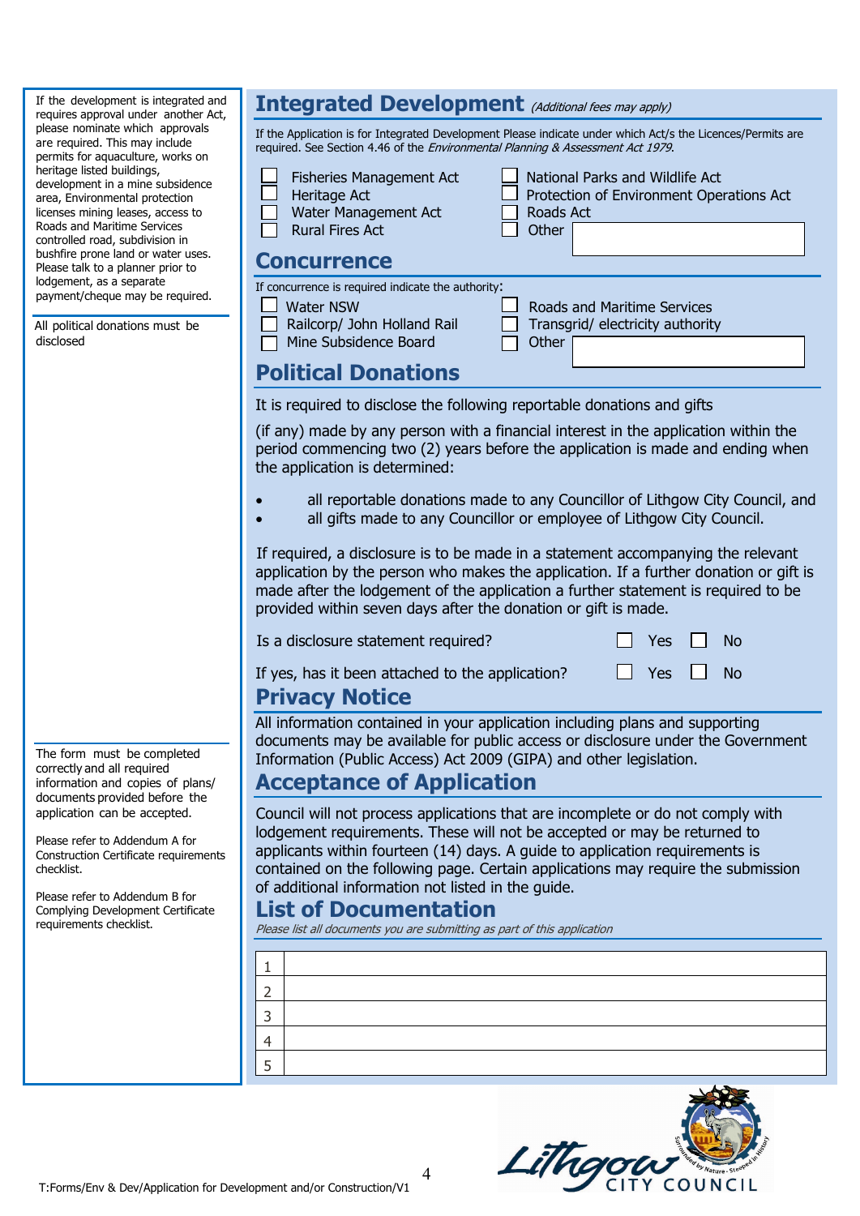If the development is integrated and requires approval under another Act, please nominate which approvals are required. This may include permits for aquaculture, works on heritage listed buildings, development in a mine subsidence area, Environmental protection licenses mining leases, access to Roads and Maritime Services controlled road, subdivision in bushfire prone land or water uses. Please talk to a planner prior to lodgement, as a separate payment/cheque may be required.

All political donations must be disclosed

## Integrated Development *(Additional fees may apply)*

If the Application is for Integrated Development Please indicate under which Act/s the Licences/Permits are required. See Section 4.46 of the *Environmental Planning & Assessment Act 1979*.

- ☐ Fisheries Management Act
- ☐ Heritage Act
- ☐ Water Management Act
- ☐ Rural Fires Act
- ☐ National Parks and Wildlife Act
- ☐ Protection of Environment Operations Act
- ☐ Roads Act
- ☐ Other ______________________

## Concurrence

If concurrence is required indicate the authority:

- ☐ Water NSW
- ☐ Railcorp/ John Holland Rail
- ☐ Mine Subsidence Board
- ☐ Roads and Maritime Services
- ☐ Transgrid/ electricity authority
- ☐ Other ______________________

## Political Donations

It is required to disclose the following reportable donations and gifts

(if any) made by any person with a financial interest in the application within the period commencing two (2) years before the application is made and ending when the application is determined:

- all reportable donations made to any Councillor of Lithgow City Council, and
- all gifts made to any Councillor or employee of Lithgow City Council.

If required, a disclosure is to be made in a statement accompanying the relevant application by the person who makes the application. If a further donation or gift is made after the lodgement of the application a further statement is required to be provided within seven days after the donation or gift is made.

Is a disclosure statement required? ☐ Yes ☐ No

If yes, has it been attached to the application? ☐ Yes ☐ No

## Privacy Notice

All information contained in your application including plans and supporting documents may be available for public access or disclosure under the Government Information (Public Access) Act 2009 (GIPA) and other legislation.

The form must be completed correctly and all required information and copies of plans/ documents provided before the application can be accepted.

Please refer to Addendum A for Construction Certificate requirements checklist.

Please refer to Addendum B for Complying Development Certificate requirements checklist.

## Acceptance of Application

Council will not process applications that are incomplete or do not comply with lodgement requirements. These will not be accepted or may be returned to applicants within fourteen (14) days. A guide to application requirements is contained on the following page. Certain applications may require the submission of additional information not listed in the guide.

## List of Documentation

*Please list all documents you are submitting as part of this application*

| | |
|---|---|
| 1 | |
| 2 | |
| 3 | |
| 4 | |
| 5 | |

T:Forms/Env & Dev/Application for Development and/or Construction/V1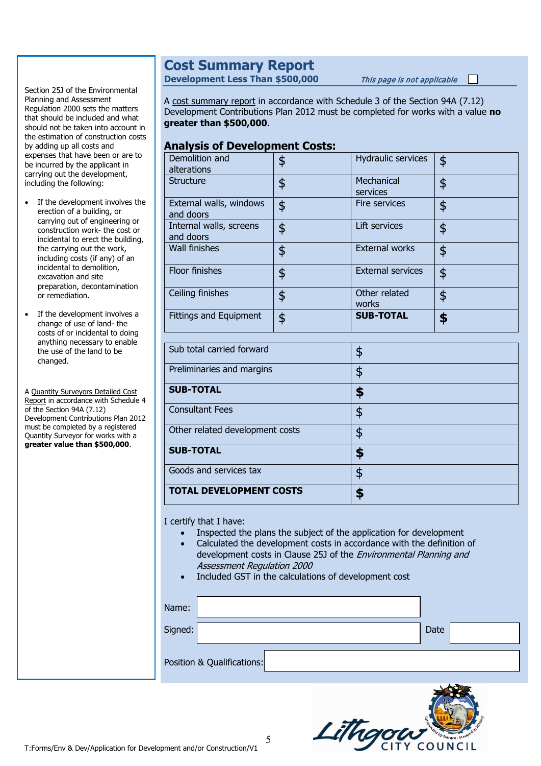Section 25J of the Environmental Planning and Assessment Regulation 2000 sets the matters that should be included and what should not be taken into account in the estimation of construction costs by adding up all costs and expenses that have been or are to be incurred by the applicant in carrying out the development, including the following:

- If the development involves the erection of a building, or carrying out of engineering or construction work- the cost or incidental to erect the building, the carrying out the work, including costs (if any) of an incidental to demolition, excavation and site preparation, decontamination or remediation.
- If the development involves a change of use of land- the costs of or incidental to doing anything necessary to enable the use of the land to be changed.

A Quantity Surveyors Detailed Cost Report in accordance with Schedule 4 of the Section 94A (7.12) Development Contributions Plan 2012 must be completed by a registered Quantity Surveyor for works with a **greater value than $500,000**.

# Cost Summary Report

**Development Less Than $500,000**

*This page is not applicable* ☐

A cost summary report in accordance with Schedule 3 of the Section 94A (7.12) Development Contributions Plan 2012 must be completed for works with a value **no greater than $500,000**.

## Analysis of Development Costs:

| | | | |
|---|---|---|---|
| Demolition and alterations | $ | Hydraulic services | $ |
| Structure | $ | Mechanical services | $ |
| External walls, windows and doors | $ | Fire services | $ |
| Internal walls, screens and doors | $ | Lift services | $ |
| Wall finishes | $ | External works | $ |
| Floor finishes | $ | External services | $ |
| Ceiling finishes | $ | Other related works | $ |
| Fittings and Equipment | $ | **SUB-TOTAL** | **$** |

| | |
|---|---|
| Sub total carried forward | $ |
| Preliminaries and margins | $ |
| **SUB-TOTAL** | **$** |
| Consultant Fees | $ |
| Other related development costs | $ |
| **SUB-TOTAL** | **$** |
| Goods and services tax | $ |
| **TOTAL DEVELOPMENT COSTS** | **$** |

I certify that I have:

- Inspected the plans the subject of the application for development
- Calculated the development costs in accordance with the definition of development costs in Clause 25J of the *Environmental Planning and Assessment Regulation 2000*
- Included GST in the calculations of development cost

Name:

Signed: Date

Position & Qualifications:

T:Forms/Env & Dev/Application for Development and/or Construction/V1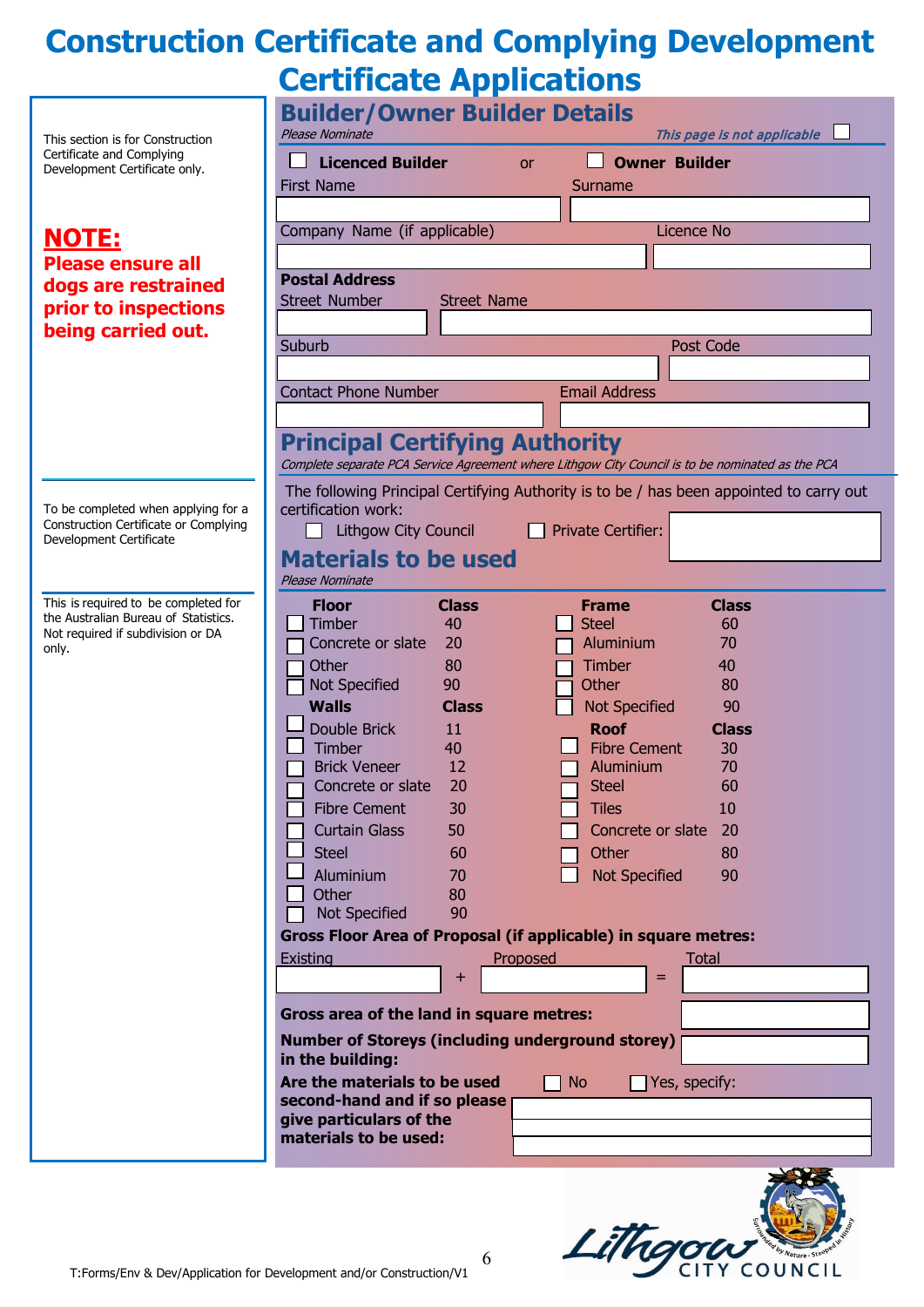# Construction Certificate and Complying Development Certificate Applications

This section is for Construction Certificate and Complying Development Certificate only.

**NOTE:**
**Please ensure all dogs are restrained prior to inspections being carried out.**

## Builder/Owner Builder Details

*Please Nominate*

*This page is not applicable* ☐

☐ **Licenced Builder** or ☐ **Owner Builder**

First Name ______ Surname ______

Company Name (if applicable) ______ Licence No ______

**Postal Address**

Street Number ______ Street Name ______

Suburb ______ Post Code ______

Contact Phone Number ______ Email Address ______

## Principal Certifying Authority

To be completed when applying for a Construction Certificate or Complying Development Certificate

*Complete separate PCA Service Agreement where Lithgow City Council is to be nominated as the PCA*

The following Principal Certifying Authority is to be / has been appointed to carry out certification work:

☐ Lithgow City Council ☐ Private Certifier: ______

## Materials to be used

This is required to be completed for the Australian Bureau of Statistics. Not required if subdivision or DA only.

*Please Nominate*

| Floor | Class | Frame | Class |
|---|---|---|---|
| ☐ Timber | 40 | ☐ Steel | 60 |
| ☐ Concrete or slate | 20 | ☐ Aluminium | 70 |
| ☐ Other | 80 | ☐ Timber | 40 |
| ☐ Not Specified | 90 | ☐ Other | 80 |

| Walls | Class |
|---|---|
| ☐ Double Brick | 11 |
| ☐ Timber | 40 |
| ☐ Brick Veneer | 12 |
| ☐ Concrete or slate | 20 |
| ☐ Fibre Cement | 30 |
| ☐ Curtain Glass | 50 |
| ☐ Steel | 60 |
| ☐ Aluminium | 70 |
| ☐ Other | 80 |
| ☐ Not Specified | 90 |

| Frame (cont.) | Class |
|---|---|
| ☐ Not Specified | 90 |

| Roof | Class |
|---|---|
| ☐ Fibre Cement | 30 |
| ☐ Aluminium | 70 |
| ☐ Steel | 60 |
| ☐ Tiles | 10 |
| ☐ Concrete or slate | 20 |
| ☐ Other | 80 |
| ☐ Not Specified | 90 |

**Gross Floor Area of Proposal (if applicable) in square metres:**

Existing ______ + Proposed ______ = Total ______

**Gross area of the land in square metres:** ______

**Number of Storeys (including underground storey) in the building:** ______

**Are the materials to be used second-hand and if so please give particulars of the materials to be used:** ☐ No ☐ Yes, specify: ______

T:Forms/Env & Dev/Application for Development and/or Construction/V1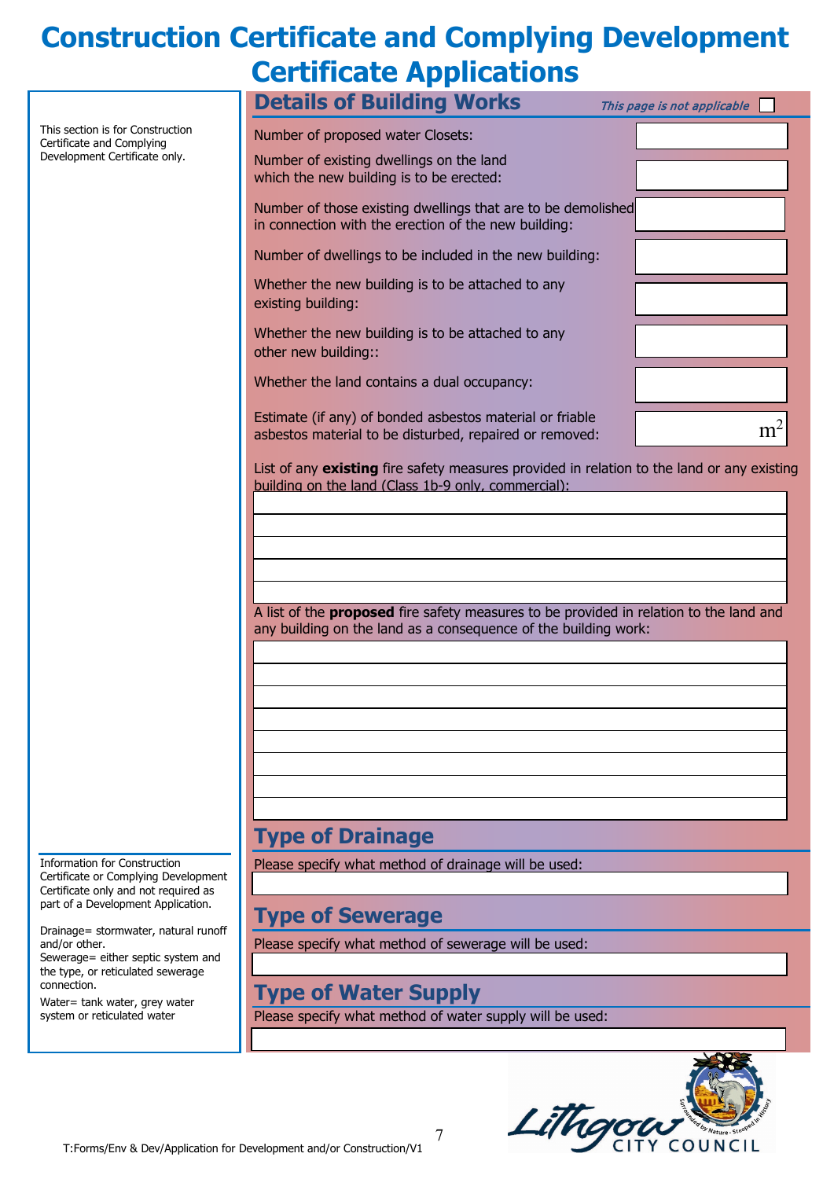# Construction Certificate and Complying Development Certificate Applications

This section is for Construction Certificate and Complying Development Certificate only.

## Details of Building Works

*This page is not applicable* ☐

| | |
|---|---|
| Number of proposed water Closets: | |
| Number of existing dwellings on the land which the new building is to be erected: | |
| Number of those existing dwellings that are to be demolished in connection with the erection of the new building: | |
| Number of dwellings to be included in the new building: | |
| Whether the new building is to be attached to any existing building: | |
| Whether the new building is to be attached to any other new building:: | |
| Whether the land contains a dual occupancy: | |
| Estimate (if any) of bonded asbestos material or friable asbestos material to be disturbed, repaired or removed: | $m^2$ |

List of any **existing** fire safety measures provided in relation to the land or any existing building on the land (Class 1b-9 only, commercial):

A list of the **proposed** fire safety measures to be provided in relation to the land and any building on the land as a consequence of the building work:

Information for Construction Certificate or Complying Development Certificate only and not required as part of a Development Application.

Drainage= stormwater, natural runoff and/or other.
Sewerage= either septic system and the type, or reticulated sewerage connection.

Water= tank water, grey water system or reticulated water

## Type of Drainage

Please specify what method of drainage will be used:

## Type of Sewerage

Please specify what method of sewerage will be used:

## Type of Water Supply

Please specify what method of water supply will be used:

T:Forms/Env & Dev/Application for Development and/or Construction/V1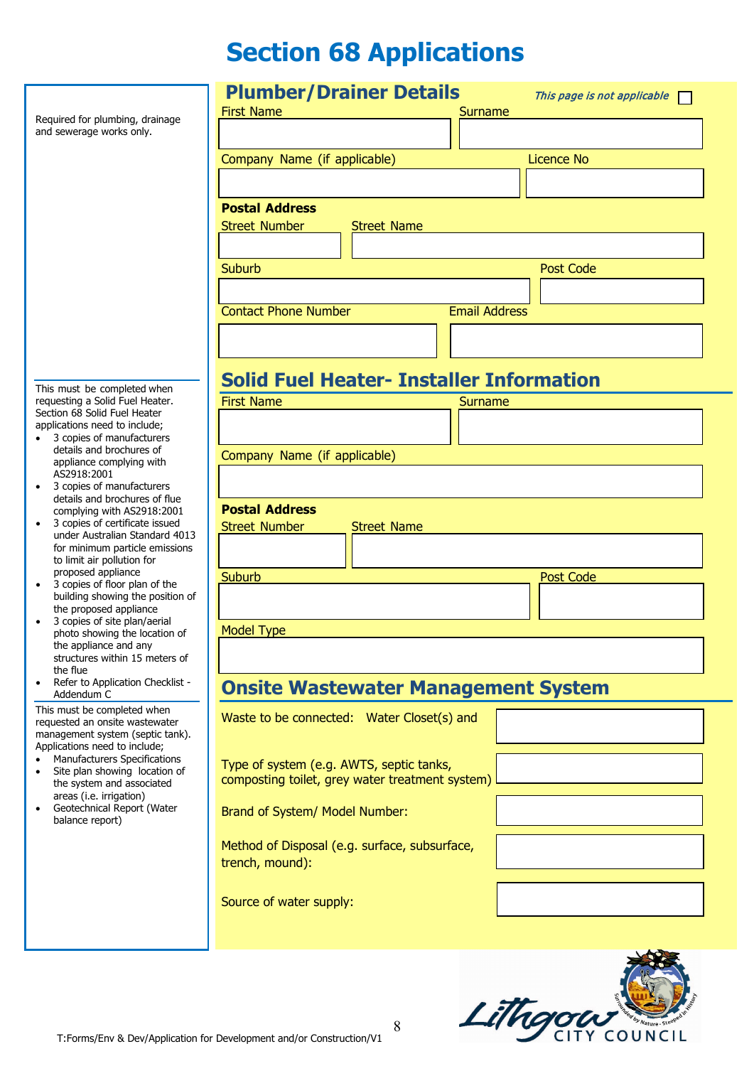# Section 68 Applications

## Plumber/Drainer Details

*This page is not applicable* ☐

Required for plumbing, drainage and sewerage works only.

First Name | Surname

Company Name (if applicable) | Licence No

**Postal Address**

Street Number | Street Name

Suburb | Post Code

Contact Phone Number | Email Address

## Solid Fuel Heater- Installer Information

This must be completed when requesting a Solid Fuel Heater. Section 68 Solid Fuel Heater applications need to include;

- 3 copies of manufacturers details and brochures of appliance complying with AS2918:2001
- 3 copies of manufacturers details and brochures of flue complying with AS2918:2001
- 3 copies of certificate issued under Australian Standard 4013 for minimum particle emissions to limit air pollution for proposed appliance
- 3 copies of floor plan of the building showing the position of the proposed appliance
- 3 copies of site plan/aerial photo showing the location of the appliance and any structures within 15 meters of the flue
- Refer to Application Checklist - Addendum C

First Name | Surname

Company Name (if applicable)

**Postal Address**

Street Number | Street Name

Suburb | Post Code

Model Type

## Onsite Wastewater Management System

This must be completed when requested an onsite wastewater management system (septic tank). Applications need to include;

- Manufacturers Specifications
- Site plan showing location of the system and associated areas (i.e. irrigation)
- Geotechnical Report (Water balance report)

Waste to be connected: Water Closet(s) and

Type of system (e.g. AWTS, septic tanks, composting toilet, grey water treatment system)

Brand of System/ Model Number:

Method of Disposal (e.g. surface, subsurface, trench, mound):

Source of water supply:

T:Forms/Env & Dev/Application for Development and/or Construction/V1

Lithgow City Council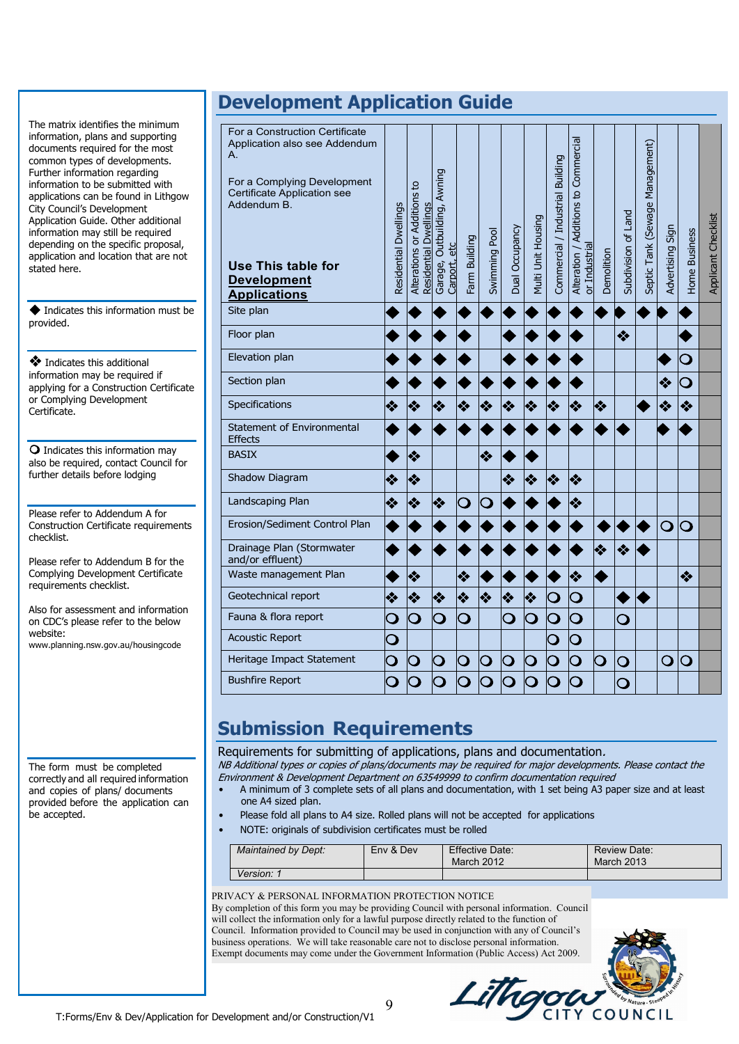## Development Application Guide

The matrix identifies the minimum information, plans and supporting documents required for the most common types of developments. Further information regarding information to be submitted with applications can be found in Lithgow City Council's Development Application Guide. Other additional information may still be required depending on the specific proposal, application and location that are not stated here.

◆ Indicates this information must be provided.

❖ Indicates this additional information may be required if applying for a Construction Certificate or Complying Development Certificate.

❍ Indicates this information may also be required, contact Council for further details before lodging

Please refer to Addendum A for Construction Certificate requirements checklist.

Please refer to Addendum B for the Complying Development Certificate requirements checklist.

Also for assessment and information on CDC's please refer to the below website:
www.planning.nsw.gov.au/housingcode

The form must be completed correctly and all required information and copies of plans/ documents provided before the application can be accepted.

| For a Construction Certificate Application also see Addendum A. For a Complying Development Certificate Application see Addendum B. **Use This table for Development Applications** | Residential Dwellings | Alterations or Additions to Residential Dwellings | Garage, Outbuilding, Awning Carport, etc | Farm Building | Swimming Pool | Dual Occupancy | Multi Unit Housing | Commercial / Industrial Building | Alteration / Additions to Commercial or Industrial | Demolition | Subdivision of Land | Septic Tank (Sewage Management) | Advertising Sign | Home Business | Applicant Checklist |
|---|---|---|---|---|---|---|---|---|---|---|---|---|---|---|---|
| Site plan | ◆ | ◆ | ◆ | ◆ | ◆ | ◆ | ◆ | ◆ | ◆ | ◆ | ◆ | ◆ | ◆ | ◆ | |
| Floor plan | ◆ | ◆ | ◆ | ◆ | | ◆ | ◆ | ◆ | ◆ | | ❖ | | | ◆ | |
| Elevation plan | ◆ | ◆ | ◆ | ◆ | | ◆ | ◆ | ◆ | ◆ | | | | ◆ | ❍ | |
| Section plan | ◆ | ◆ | ◆ | ◆ | ◆ | ◆ | ◆ | ◆ | ◆ | | | | ❖ | ❍ | |
| Specifications | ❖ | ❖ | ❖ | ❖ | ❖ | ❖ | ❖ | ❖ | ❖ | ❖ | | ◆ | ❖ | ❖ | |
| Statement of Environmental Effects | ◆ | ◆ | ◆ | ◆ | ◆ | ◆ | ◆ | ◆ | ◆ | ◆ | ◆ | | ◆ | ◆ | |
| BASIX | ◆ | ❖ | | | ❖ | ◆ | ◆ | | | | | | | | |
| Shadow Diagram | ❖ | ❖ | | | | ❖ | ❖ | ❖ | ❖ | | | | | | |
| Landscaping Plan | ❖ | ❖ | ❖ | ❍ | ❍ | ◆ | ◆ | ◆ | ❖ | | | | | | |
| Erosion/Sediment Control Plan | ◆ | ◆ | ◆ | ◆ | ◆ | ◆ | ◆ | ◆ | ◆ | ◆ | ◆ | ◆ | ❍ | ❍ | |
| Drainage Plan (Stormwater and/or effluent) | ◆ | ◆ | ◆ | ◆ | ◆ | ◆ | ◆ | ◆ | ◆ | ❖ | ❖ | ◆ | | | |
| Waste management Plan | ◆ | ❖ | | ❖ | ◆ | ◆ | ◆ | ◆ | ❖ | ◆ | | | | ❖ | |
| Geotechnical report | ❖ | ❖ | ❖ | ❖ | ❖ | ❖ | ❖ | ❍ | ❍ | | ◆ | ◆ | | | |
| Fauna & flora report | ❍ | ❍ | ❍ | ❍ | | ❍ | ❍ | ❍ | ❍ | | ❍ | | | | |
| Acoustic Report | ❍ | | | | | | | ❍ | ❍ | | | | | | |
| Heritage Impact Statement | ❍ | ❍ | ❍ | ❍ | ❍ | ❍ | ❍ | ❍ | ❍ | ❍ | ❍ | | ❍ | ❍ | |
| Bushfire Report | ❍ | ❍ | ❍ | ❍ | ❍ | ❍ | ❍ | ❍ | ❍ | | ❍ | | | | |

## Submission Requirements

Requirements for submitting of applications, plans and documentation.

*NB Additional types or copies of plans/documents may be required for major developments. Please contact the Environment & Development Department on 63549999 to confirm documentation required*

- A minimum of 3 complete sets of all plans and documentation, with 1 set being A3 paper size and at least one A4 sized plan.
- Please fold all plans to A4 size. Rolled plans will not be accepted for applications
- NOTE: originals of subdivision certificates must be rolled

| *Maintained by Dept:* | Env & Dev | Effective Date: March 2012 | Review Date: March 2013 |
|---|---|---|---|
| *Version: 1* | | | |

PRIVACY & PERSONAL INFORMATION PROTECTION NOTICE

By completion of this form you may be providing Council with personal information. Council will collect the information only for a lawful purpose directly related to the function of Council. Information provided to Council may be used in conjunction with any of Council's business operations. We will take reasonable care not to disclose personal information. Exempt documents may come under the Government Information (Public Access) Act 2009.

Lithgow CITY COUNCIL

T:Forms/Env & Dev/Application for Development and/or Construction/V1